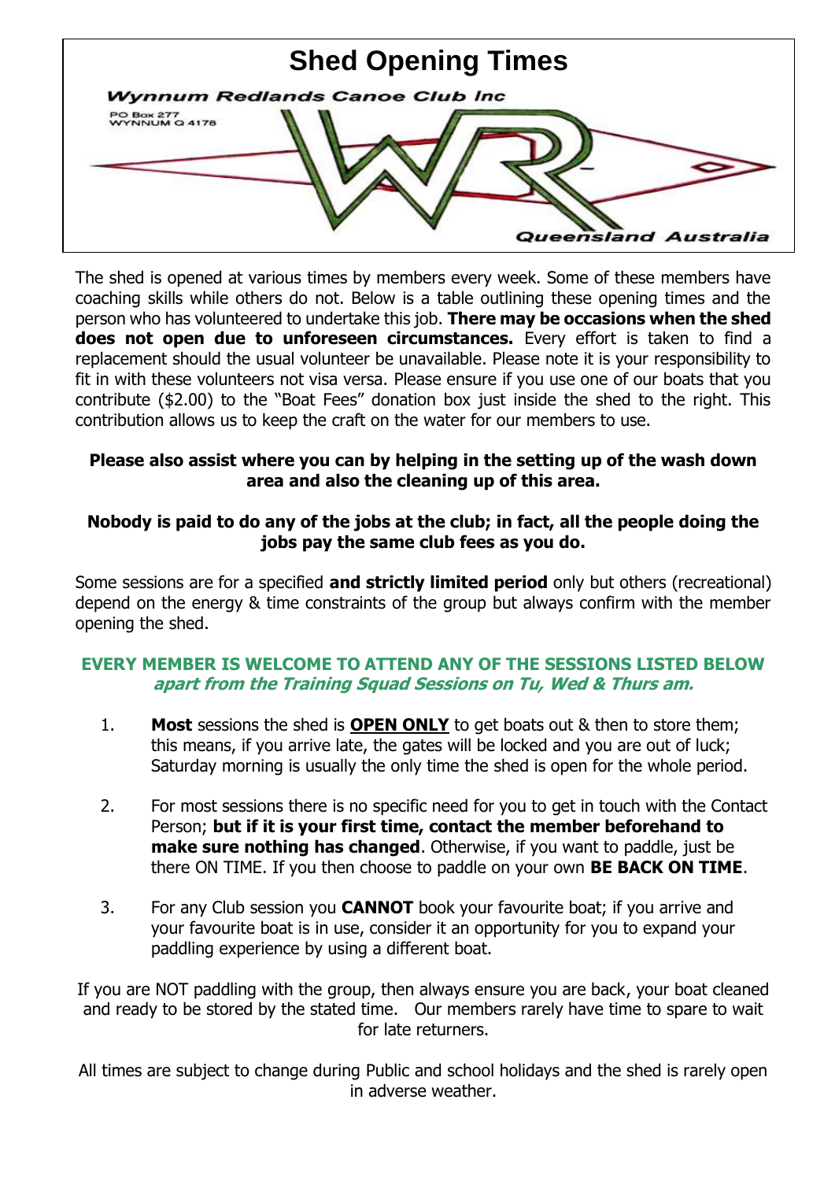# Shed Opening Times

Wynnum Redlands Canoe Club Inc

PO Box 277
WYNNUM Q 4178

Queensland Australia

The shed is opened at various times by members every week. Some of these members have coaching skills while others do not. Below is a table outlining these opening times and the person who has volunteered to undertake this job. **There may be occasions when the shed does not open due to unforeseen circumstances.** Every effort is taken to find a replacement should the usual volunteer be unavailable. Please note it is your responsibility to fit in with these volunteers not visa versa. Please ensure if you use one of our boats that you contribute ($2.00) to the "Boat Fees" donation box just inside the shed to the right. This contribution allows us to keep the craft on the water for our members to use.

**Please also assist where you can by helping in the setting up of the wash down area and also the cleaning up of this area.**

**Nobody is paid to do any of the jobs at the club; in fact, all the people doing the jobs pay the same club fees as you do.**

Some sessions are for a specified **and strictly limited period** only but others (recreational) depend on the energy & time constraints of the group but always confirm with the member opening the shed.

**EVERY MEMBER IS WELCOME TO ATTEND ANY OF THE SESSIONS LISTED BELOW** ***apart from the Training Squad Sessions on Tu, Wed & Thurs am.***

1. **Most** sessions the shed is **OPEN ONLY** to get boats out & then to store them; this means, if you arrive late, the gates will be locked and you are out of luck; Saturday morning is usually the only time the shed is open for the whole period.

2. For most sessions there is no specific need for you to get in touch with the Contact Person; **but if it is your first time, contact the member beforehand to make sure nothing has changed**. Otherwise, if you want to paddle, just be there ON TIME. If you then choose to paddle on your own **BE BACK ON TIME**.

3. For any Club session you **CANNOT** book your favourite boat; if you arrive and your favourite boat is in use, consider it an opportunity for you to expand your paddling experience by using a different boat.

If you are NOT paddling with the group, then always ensure you are back, your boat cleaned and ready to be stored by the stated time. Our members rarely have time to spare to wait for late returners.

All times are subject to change during Public and school holidays and the shed is rarely open in adverse weather.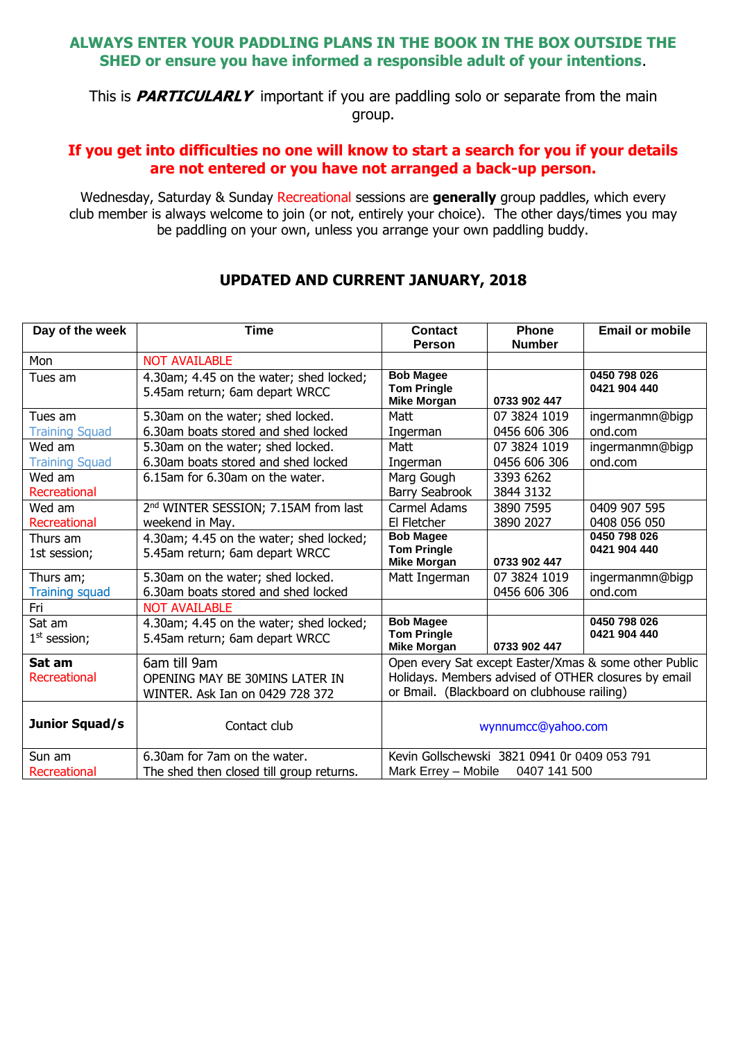**ALWAYS ENTER YOUR PADDLING PLANS IN THE BOOK IN THE BOX OUTSIDE THE SHED or ensure you have informed a responsible adult of your intentions.**

This is ***PARTICULARLY*** important if you are paddling solo or separate from the main group.

**If you get into difficulties no one will know to start a search for you if your details are not entered or you have not arranged a back-up person.**

Wednesday, Saturday & Sunday Recreational sessions are **generally** group paddles, which every club member is always welcome to join (or not, entirely your choice). The other days/times you may be paddling on your own, unless you arrange your own paddling buddy.

## UPDATED AND CURRENT JANUARY, 2018

| Day of the week | Time | Contact Person | Phone Number | Email or mobile |
|---|---|---|---|---|
| Mon | NOT AVAILABLE | | | |
| Tues am | 4.30am; 4.45 on the water; shed locked; 5.45am return; 6am depart WRCC | **Bob Magee Tom Pringle Mike Morgan** | **0733 902 447** | **0450 798 026 0421 904 440** |
| Tues am Training Squad | 5.30am on the water; shed locked. 6.30am boats stored and shed locked | Matt Ingerman | 07 3824 1019 0456 606 306 | ingermanmn@bigpond.com |
| Wed am Training Squad | 5.30am on the water; shed locked. 6.30am boats stored and shed locked | Matt Ingerman | 07 3824 1019 0456 606 306 | ingermanmn@bigpond.com |
| Wed am Recreational | 6.15am for 6.30am on the water. | Marg Gough Barry Seabrook | 3393 6262 3844 3132 | |
| Wed am Recreational | 2nd WINTER SESSION; 7.15AM from last weekend in May. | Carmel Adams El Fletcher | 3890 7595 3890 2027 | 0409 907 595 0408 056 050 |
| Thurs am 1st session; | 4.30am; 4.45 on the water; shed locked; 5.45am return; 6am depart WRCC | **Bob Magee Tom Pringle Mike Morgan** | **0733 902 447** | **0450 798 026 0421 904 440** |
| Thurs am; Training squad | 5.30am on the water; shed locked. 6.30am boats stored and shed locked | Matt Ingerman | 07 3824 1019 0456 606 306 | ingermanmn@bigpond.com |
| Fri | NOT AVAILABLE | | | |
| Sat am 1st session; | 4.30am; 4.45 on the water; shed locked; 5.45am return; 6am depart WRCC | **Bob Magee Tom Pringle Mike Morgan** | **0733 902 447** | **0450 798 026 0421 904 440** |
| **Sat am** Recreational | 6am till 9am OPENING MAY BE 30MINS LATER IN WINTER. Ask Ian on 0429 728 372 | Open every Sat except Easter/Xmas & some other Public Holidays. Members advised of OTHER closures by email or Bmail. (Blackboard on clubhouse railing) | | |
| **Junior Squad/s** | Contact club | wynnumcc@yahoo.com | | |
| Sun am Recreational | 6.30am for 7am on the water. The shed then closed till group returns. | Kevin Gollschewski 3821 0941 0r 0409 053 791 Mark Errey – Mobile 0407 141 500 | | |